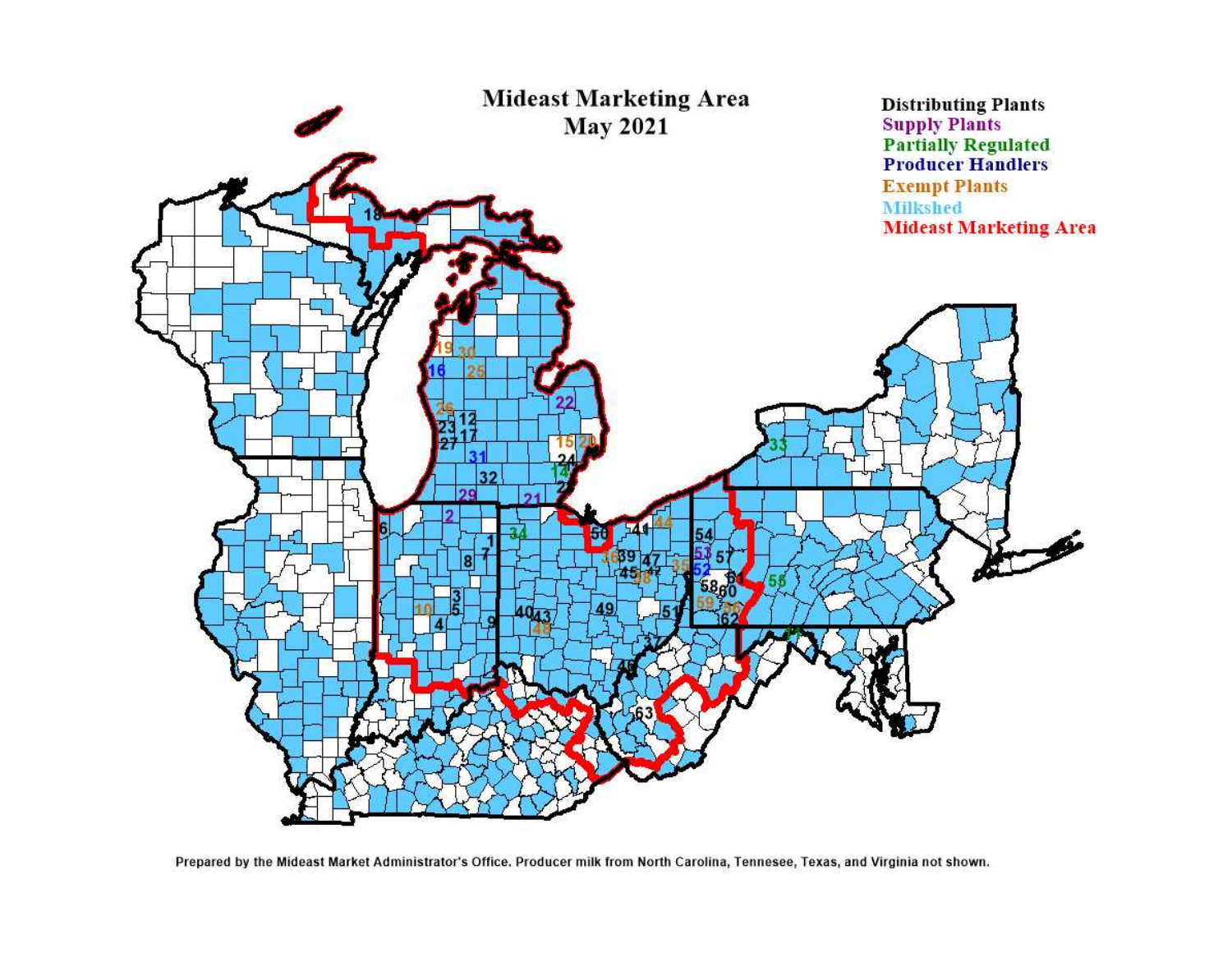# Mideast Marketing Area
## May 2021

**Distributing Plants**
**Supply Plants**
**Partially Regulated**
**Producer Handlers**
**Exempt Plants**
**Milkshed**
**Mideast Marketing Area**

Prepared by the Mideast Market Administrator's Office. Producer milk from North Carolina, Tennesee, Texas, and Virginia not shown.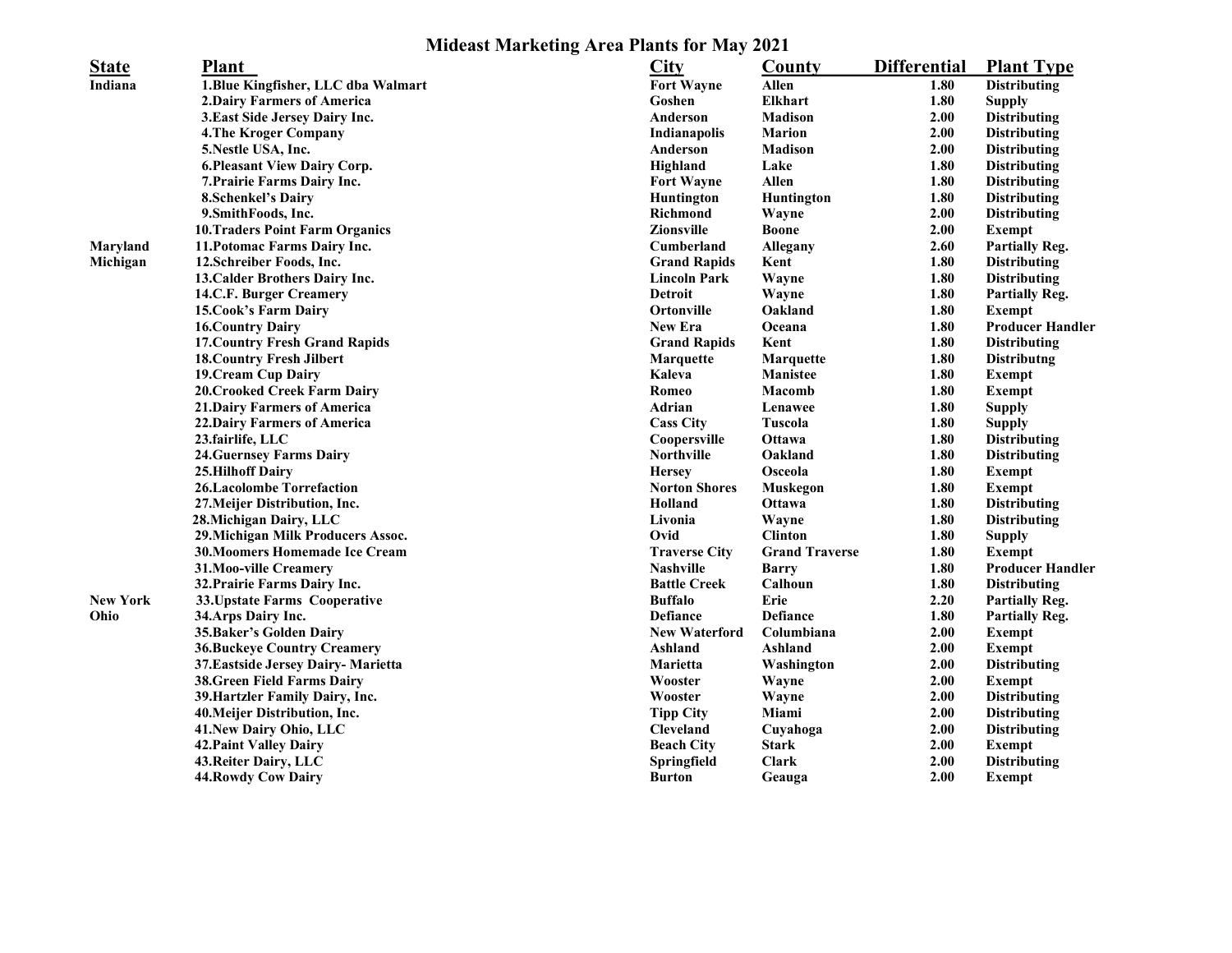# Mideast Marketing Area Plants for May 2021

| State | Plant | City | County | Differential | Plant Type |
|---|---|---|---|---|---|
| Indiana | 1.Blue Kingfisher, LLC dba Walmart | Fort Wayne | Allen | 1.80 | Distributing |
| | 2.Dairy Farmers of America | Goshen | Elkhart | 1.80 | Supply |
| | 3.East Side Jersey Dairy Inc. | Anderson | Madison | 2.00 | Distributing |
| | 4.The Kroger Company | Indianapolis | Marion | 2.00 | Distributing |
| | 5.Nestle USA, Inc. | Anderson | Madison | 2.00 | Distributing |
| | 6.Pleasant View Dairy Corp. | Highland | Lake | 1.80 | Distributing |
| | 7.Prairie Farms Dairy Inc. | Fort Wayne | Allen | 1.80 | Distributing |
| | 8.Schenkel's Dairy | Huntington | Huntington | 1.80 | Distributing |
| | 9.SmithFoods, Inc. | Richmond | Wayne | 2.00 | Distributing |
| | 10.Traders Point Farm Organics | Zionsville | Boone | 2.00 | Exempt |
| Maryland | 11.Potomac Farms Dairy Inc. | Cumberland | Allegany | 2.60 | Partially Reg. |
| Michigan | 12.Schreiber Foods, Inc. | Grand Rapids | Kent | 1.80 | Distributing |
| | 13.Calder Brothers Dairy Inc. | Lincoln Park | Wayne | 1.80 | Distributing |
| | 14.C.F. Burger Creamery | Detroit | Wayne | 1.80 | Partially Reg. |
| | 15.Cook's Farm Dairy | Ortonville | Oakland | 1.80 | Exempt |
| | 16.Country Dairy | New Era | Oceana | 1.80 | Producer Handler |
| | 17.Country Fresh Grand Rapids | Grand Rapids | Kent | 1.80 | Distributing |
| | 18.Country Fresh Jilbert | Marquette | Marquette | 1.80 | Distributng |
| | 19.Cream Cup Dairy | Kaleva | Manistee | 1.80 | Exempt |
| | 20.Crooked Creek Farm Dairy | Romeo | Macomb | 1.80 | Exempt |
| | 21.Dairy Farmers of America | Adrian | Lenawee | 1.80 | Supply |
| | 22.Dairy Farmers of America | Cass City | Tuscola | 1.80 | Supply |
| | 23.fairlife, LLC | Coopersville | Ottawa | 1.80 | Distributing |
| | 24.Guernsey Farms Dairy | Northville | Oakland | 1.80 | Distributing |
| | 25.Hilhoff Dairy | Hersey | Osceola | 1.80 | Exempt |
| | 26.Lacolombe Torrefaction | Norton Shores | Muskegon | 1.80 | Exempt |
| | 27.Meijer Distribution, Inc. | Holland | Ottawa | 1.80 | Distributing |
| | 28.Michigan Dairy, LLC | Livonia | Wayne | 1.80 | Distributing |
| | 29.Michigan Milk Producers Assoc. | Ovid | Clinton | 1.80 | Supply |
| | 30.Moomers Homemade Ice Cream | Traverse City | Grand Traverse | 1.80 | Exempt |
| | 31.Moo-ville Creamery | Nashville | Barry | 1.80 | Producer Handler |
| | 32.Prairie Farms Dairy Inc. | Battle Creek | Calhoun | 1.80 | Distributing |
| New York | 33.Upstate Farms Cooperative | Buffalo | Erie | 2.20 | Partially Reg. |
| Ohio | 34.Arps Dairy Inc. | Defiance | Defiance | 1.80 | Partially Reg. |
| | 35.Baker's Golden Dairy | New Waterford | Columbiana | 2.00 | Exempt |
| | 36.Buckeye Country Creamery | Ashland | Ashland | 2.00 | Exempt |
| | 37.Eastside Jersey Dairy- Marietta | Marietta | Washington | 2.00 | Distributing |
| | 38.Green Field Farms Dairy | Wooster | Wayne | 2.00 | Exempt |
| | 39.Hartzler Family Dairy, Inc. | Wooster | Wayne | 2.00 | Distributing |
| | 40.Meijer Distribution, Inc. | Tipp City | Miami | 2.00 | Distributing |
| | 41.New Dairy Ohio, LLC | Cleveland | Cuyahoga | 2.00 | Distributing |
| | 42.Paint Valley Dairy | Beach City | Stark | 2.00 | Exempt |
| | 43.Reiter Dairy, LLC | Springfield | Clark | 2.00 | Distributing |
| | 44.Rowdy Cow Dairy | Burton | Geauga | 2.00 | Exempt |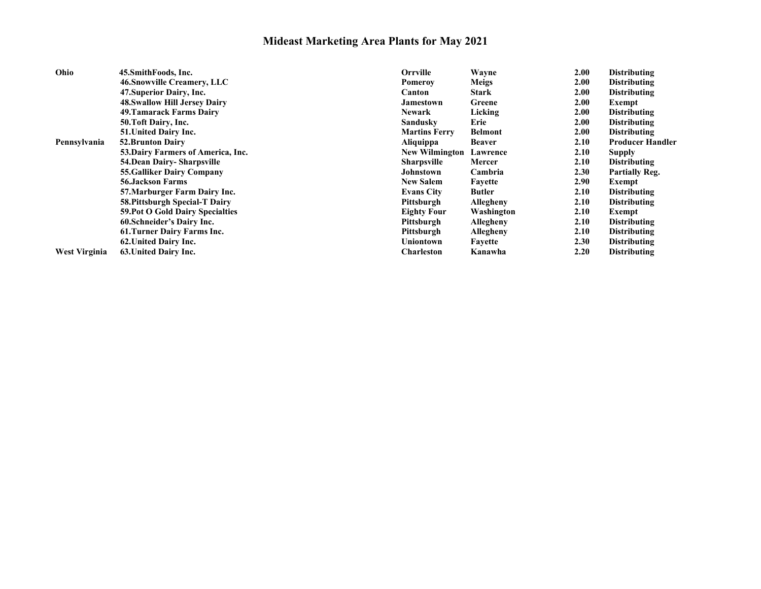# Mideast Marketing Area Plants for May 2021

| | | | | | |
|---|---|---|---|---|---|
| **Ohio** | **45.SmithFoods, Inc.** | **Orrville** | **Wayne** | **2.00** | **Distributing** |
| | **46.Snowville Creamery, LLC** | **Pomeroy** | **Meigs** | **2.00** | **Distributing** |
| | **47.Superior Dairy, Inc.** | **Canton** | **Stark** | **2.00** | **Distributing** |
| | **48.Swallow Hill Jersey Dairy** | **Jamestown** | **Greene** | **2.00** | **Exempt** |
| | **49.Tamarack Farms Dairy** | **Newark** | **Licking** | **2.00** | **Distributing** |
| | **50.Toft Dairy, Inc.** | **Sandusky** | **Erie** | **2.00** | **Distributing** |
| | **51.United Dairy Inc.** | **Martins Ferry** | **Belmont** | **2.00** | **Distributing** |
| **Pennsylvania** | **52.Brunton Dairy** | **Aliquippa** | **Beaver** | **2.10** | **Producer Handler** |
| | **53.Dairy Farmers of America, Inc.** | **New Wilmington** | **Lawrence** | **2.10** | **Supply** |
| | **54.Dean Dairy- Sharpsville** | **Sharpsville** | **Mercer** | **2.10** | **Distributing** |
| | **55.Galliker Dairy Company** | **Johnstown** | **Cambria** | **2.30** | **Partially Reg.** |
| | **56.Jackson Farms** | **New Salem** | **Fayette** | **2.90** | **Exempt** |
| | **57.Marburger Farm Dairy Inc.** | **Evans City** | **Butler** | **2.10** | **Distributing** |
| | **58.Pittsburgh Special-T Dairy** | **Pittsburgh** | **Allegheny** | **2.10** | **Distributing** |
| | **59.Pot O Gold Dairy Specialties** | **Eighty Four** | **Washington** | **2.10** | **Exempt** |
| | **60.Schneider's Dairy Inc.** | **Pittsburgh** | **Allegheny** | **2.10** | **Distributing** |
| | **61.Turner Dairy Farms Inc.** | **Pittsburgh** | **Allegheny** | **2.10** | **Distributing** |
| | **62.United Dairy Inc.** | **Uniontown** | **Fayette** | **2.30** | **Distributing** |
| **West Virginia** | **63.United Dairy Inc.** | **Charleston** | **Kanawha** | **2.20** | **Distributing** |